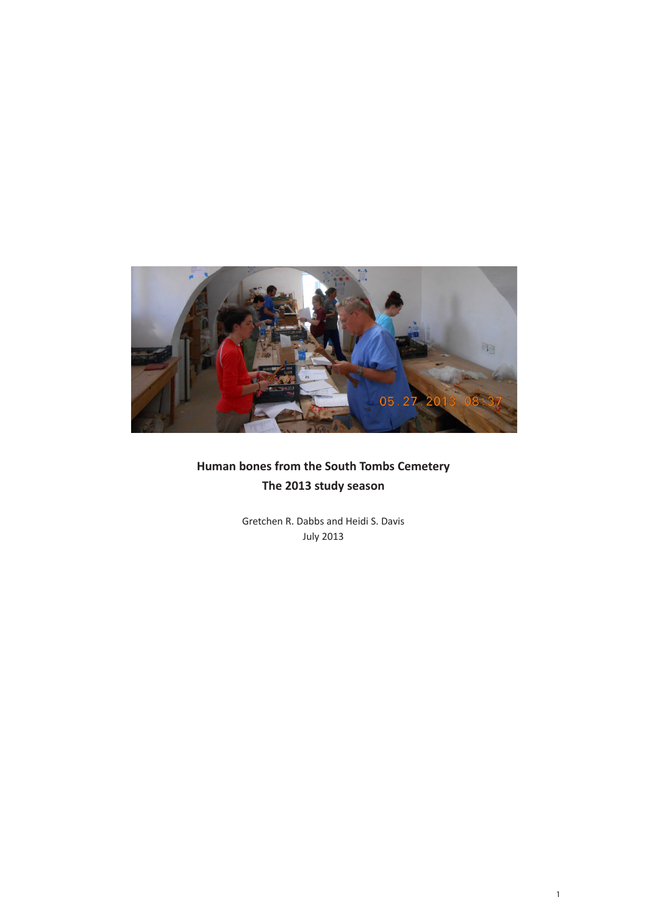**Human bones from the South Tombs Cemetery**

**The 2013 study season**

Gretchen R. Dabbs and Heidi S. Davis

July 2013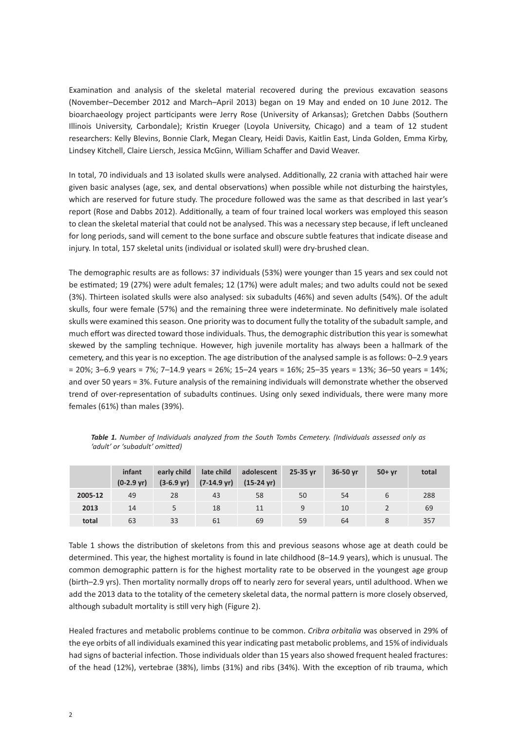Examination and analysis of the skeletal material recovered during the previous excavation seasons (November–December 2012 and March–April 2013) began on 19 May and ended on 10 June 2012. The bioarchaeology project participants were Jerry Rose (University of Arkansas); Gretchen Dabbs (Southern Illinois University, Carbondale); Kristin Krueger (Loyola University, Chicago) and a team of 12 student researchers: Kelly Blevins, Bonnie Clark, Megan Cleary, Heidi Davis, Kaitlin East, Linda Golden, Emma Kirby, Lindsey Kitchell, Claire Liersch, Jessica McGinn, William Schaffer and David Weaver.

In total, 70 individuals and 13 isolated skulls were analysed. Additionally, 22 crania with attached hair were given basic analyses (age, sex, and dental observations) when possible while not disturbing the hairstyles, which are reserved for future study. The procedure followed was the same as that described in last year's report (Rose and Dabbs 2012). Additionally, a team of four trained local workers was employed this season to clean the skeletal material that could not be analysed. This was a necessary step because, if left uncleaned for long periods, sand will cement to the bone surface and obscure subtle features that indicate disease and injury. In total, 157 skeletal units (individual or isolated skull) were dry-brushed clean.

The demographic results are as follows: 37 individuals (53%) were younger than 15 years and sex could not be estimated; 19 (27%) were adult females; 12 (17%) were adult males; and two adults could not be sexed (3%). Thirteen isolated skulls were also analysed: six subadults (46%) and seven adults (54%). Of the adult skulls, four were female (57%) and the remaining three were indeterminate. No definitively male isolated skulls were examined this season. One priority was to document fully the totality of the subadult sample, and much effort was directed toward those individuals. Thus, the demographic distribution this year is somewhat skewed by the sampling technique. However, high juvenile mortality has always been a hallmark of the cemetery, and this year is no exception. The age distribution of the analysed sample is as follows: 0–2.9 years = 20%; 3–6.9 years = 7%; 7–14.9 years = 26%; 15–24 years = 16%; 25–35 years = 13%; 36–50 years = 14%; and over 50 years = 3%. Future analysis of the remaining individuals will demonstrate whether the observed trend of over-representation of subadults continues. Using only sexed individuals, there were many more females (61%) than males (39%).

*Table 1. Number of Individuals analyzed from the South Tombs Cemetery. (Individuals assessed only as 'adult' or 'subadult' omitted)*

| | infant (0-2.9 yr) | early child (3-6.9 yr) | late child (7-14.9 yr) | adolescent (15-24 yr) | 25-35 yr | 36-50 yr | 50+ yr | total |
|---|---|---|---|---|---|---|---|---|
| **2005-12** | 49 | 28 | 43 | 58 | 50 | 54 | 6 | 288 |
| **2013** | 14 | 5 | 18 | 11 | 9 | 10 | 2 | 69 |
| **total** | 63 | 33 | 61 | 69 | 59 | 64 | 8 | 357 |

Table 1 shows the distribution of skeletons from this and previous seasons whose age at death could be determined. This year, the highest mortality is found in late childhood (8–14.9 years), which is unusual. The common demographic pattern is for the highest mortality rate to be observed in the youngest age group (birth–2.9 yrs). Then mortality normally drops off to nearly zero for several years, until adulthood. When we add the 2013 data to the totality of the cemetery skeletal data, the normal pattern is more closely observed, although subadult mortality is still very high (Figure 2).

Healed fractures and metabolic problems continue to be common. *Cribra orbitalia* was observed in 29% of the eye orbits of all individuals examined this year indicating past metabolic problems, and 15% of individuals had signs of bacterial infection. Those individuals older than 15 years also showed frequent healed fractures: of the head (12%), vertebrae (38%), limbs (31%) and ribs (34%). With the exception of rib trauma, which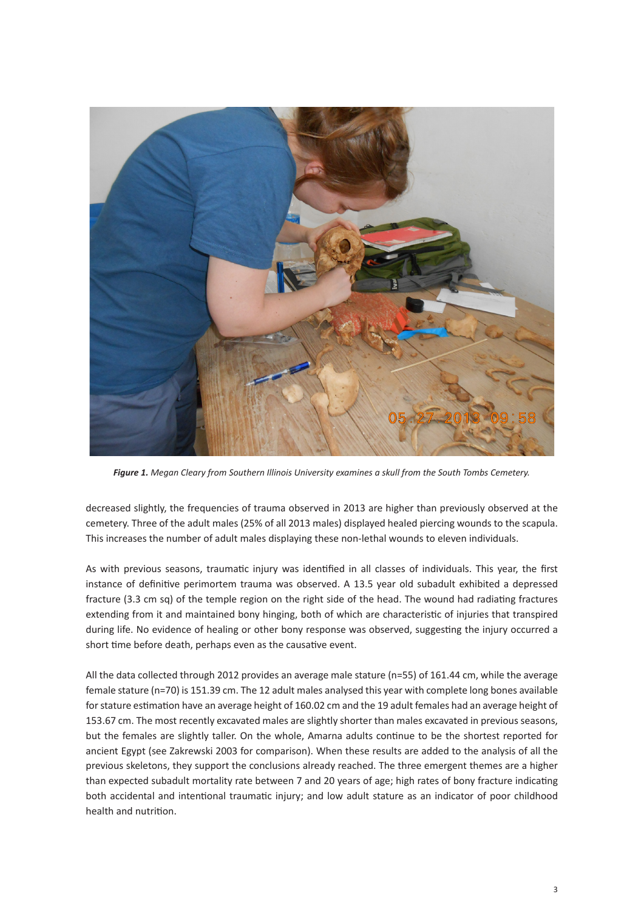***Figure 1.*** *Megan Cleary from Southern Illinois University examines a skull from the South Tombs Cemetery.*

decreased slightly, the frequencies of trauma observed in 2013 are higher than previously observed at the cemetery. Three of the adult males (25% of all 2013 males) displayed healed piercing wounds to the scapula. This increases the number of adult males displaying these non-lethal wounds to eleven individuals.

As with previous seasons, traumatic injury was identified in all classes of individuals. This year, the first instance of definitive perimortem trauma was observed. A 13.5 year old subadult exhibited a depressed fracture (3.3 cm sq) of the temple region on the right side of the head. The wound had radiating fractures extending from it and maintained bony hinging, both of which are characteristic of injuries that transpired during life. No evidence of healing or other bony response was observed, suggesting the injury occurred a short time before death, perhaps even as the causative event.

All the data collected through 2012 provides an average male stature (n=55) of 161.44 cm, while the average female stature (n=70) is 151.39 cm. The 12 adult males analysed this year with complete long bones available for stature estimation have an average height of 160.02 cm and the 19 adult females had an average height of 153.67 cm. The most recently excavated males are slightly shorter than males excavated in previous seasons, but the females are slightly taller. On the whole, Amarna adults continue to be the shortest reported for ancient Egypt (see Zakrewski 2003 for comparison). When these results are added to the analysis of all the previous skeletons, they support the conclusions already reached. The three emergent themes are a higher than expected subadult mortality rate between 7 and 20 years of age; high rates of bony fracture indicating both accidental and intentional traumatic injury; and low adult stature as an indicator of poor childhood health and nutrition.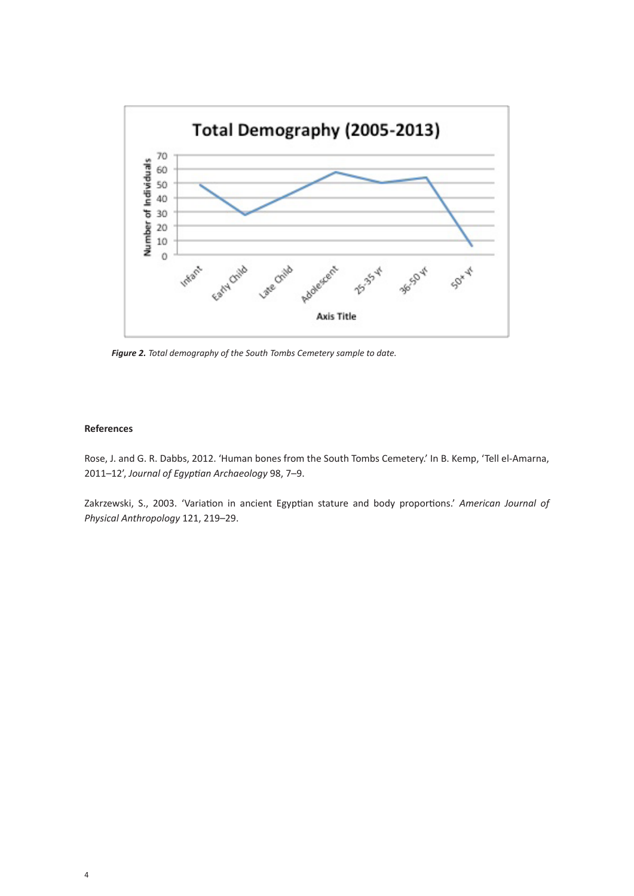Total Demography (2005-2013)

Number of Individuals

70
60
50
40
30
20
10
0

Infant
Early Child
Late Child
Adolescent
25-35 yr
36-50 yr
50+ yr

Axis Title

***Figure 2.*** *Total demography of the South Tombs Cemetery sample to date.*

**References**

Rose, J. and G. R. Dabbs, 2012. 'Human bones from the South Tombs Cemetery.' In B. Kemp, 'Tell el-Amarna, 2011–12', *Journal of Egyptian Archaeology* 98, 7–9.

Zakrzewski, S., 2003. 'Variation in ancient Egyptian stature and body proportions.' *American Journal of Physical Anthropology* 121, 219–29.